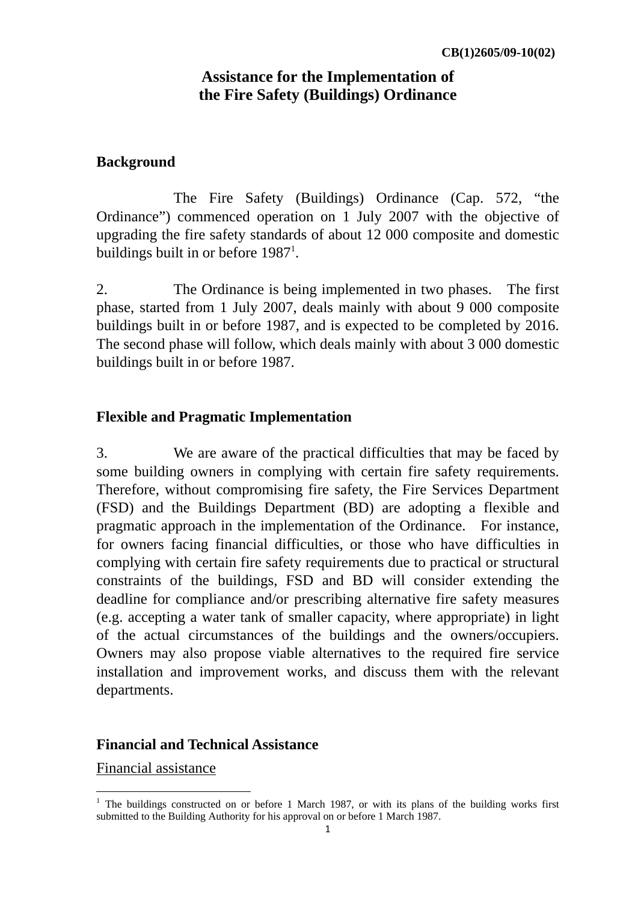CB(1)2605/09-10(02)

# Assistance for the Implementation of the Fire Safety (Buildings) Ordinance

## Background

The Fire Safety (Buildings) Ordinance (Cap. 572, "the Ordinance") commenced operation on 1 July 2007 with the objective of upgrading the fire safety standards of about 12 000 composite and domestic buildings built in or before 1987[1].

2. The Ordinance is being implemented in two phases. The first phase, started from 1 July 2007, deals mainly with about 9 000 composite buildings built in or before 1987, and is expected to be completed by 2016. The second phase will follow, which deals mainly with about 3 000 domestic buildings built in or before 1987.

## Flexible and Pragmatic Implementation

3. We are aware of the practical difficulties that may be faced by some building owners in complying with certain fire safety requirements. Therefore, without compromising fire safety, the Fire Services Department (FSD) and the Buildings Department (BD) are adopting a flexible and pragmatic approach in the implementation of the Ordinance. For instance, for owners facing financial difficulties, or those who have difficulties in complying with certain fire safety requirements due to practical or structural constraints of the buildings, FSD and BD will consider extending the deadline for compliance and/or prescribing alternative fire safety measures (e.g. accepting a water tank of smaller capacity, where appropriate) in light of the actual circumstances of the buildings and the owners/occupiers. Owners may also propose viable alternatives to the required fire service installation and improvement works, and discuss them with the relevant departments.

## Financial and Technical Assistance

Financial assistance

[1] The buildings constructed on or before 1 March 1987, or with its plans of the building works first submitted to the Building Authority for his approval on or before 1 March 1987.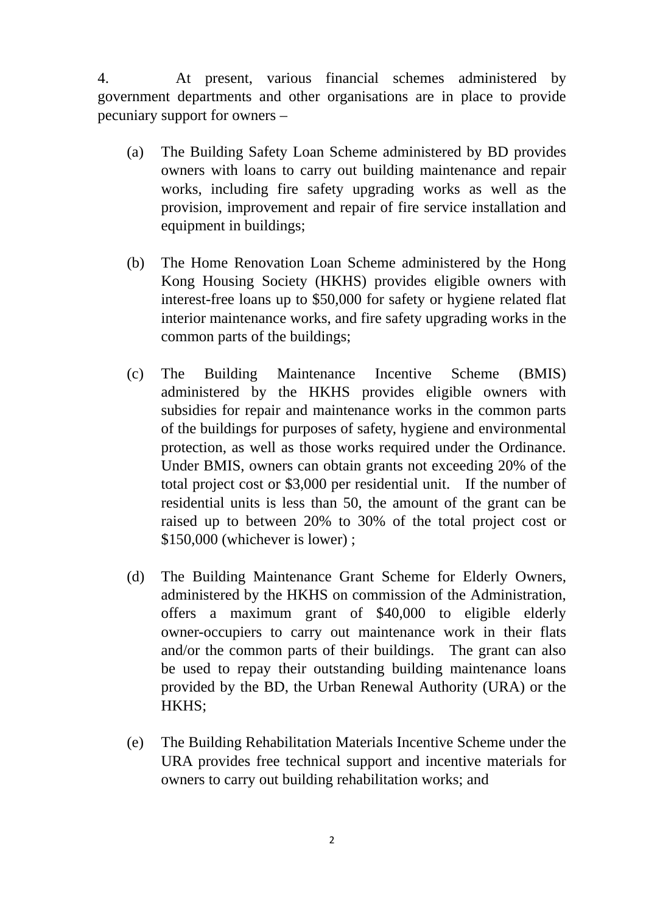4. At present, various financial schemes administered by government departments and other organisations are in place to provide pecuniary support for owners –

(a) The Building Safety Loan Scheme administered by BD provides owners with loans to carry out building maintenance and repair works, including fire safety upgrading works as well as the provision, improvement and repair of fire service installation and equipment in buildings;

(b) The Home Renovation Loan Scheme administered by the Hong Kong Housing Society (HKHS) provides eligible owners with interest-free loans up to $50,000 for safety or hygiene related flat interior maintenance works, and fire safety upgrading works in the common parts of the buildings;

(c) The Building Maintenance Incentive Scheme (BMIS) administered by the HKHS provides eligible owners with subsidies for repair and maintenance works in the common parts of the buildings for purposes of safety, hygiene and environmental protection, as well as those works required under the Ordinance. Under BMIS, owners can obtain grants not exceeding 20% of the total project cost or $3,000 per residential unit. If the number of residential units is less than 50, the amount of the grant can be raised up to between 20% to 30% of the total project cost or $150,000 (whichever is lower) ;

(d) The Building Maintenance Grant Scheme for Elderly Owners, administered by the HKHS on commission of the Administration, offers a maximum grant of $40,000 to eligible elderly owner-occupiers to carry out maintenance work in their flats and/or the common parts of their buildings. The grant can also be used to repay their outstanding building maintenance loans provided by the BD, the Urban Renewal Authority (URA) or the HKHS;

(e) The Building Rehabilitation Materials Incentive Scheme under the URA provides free technical support and incentive materials for owners to carry out building rehabilitation works; and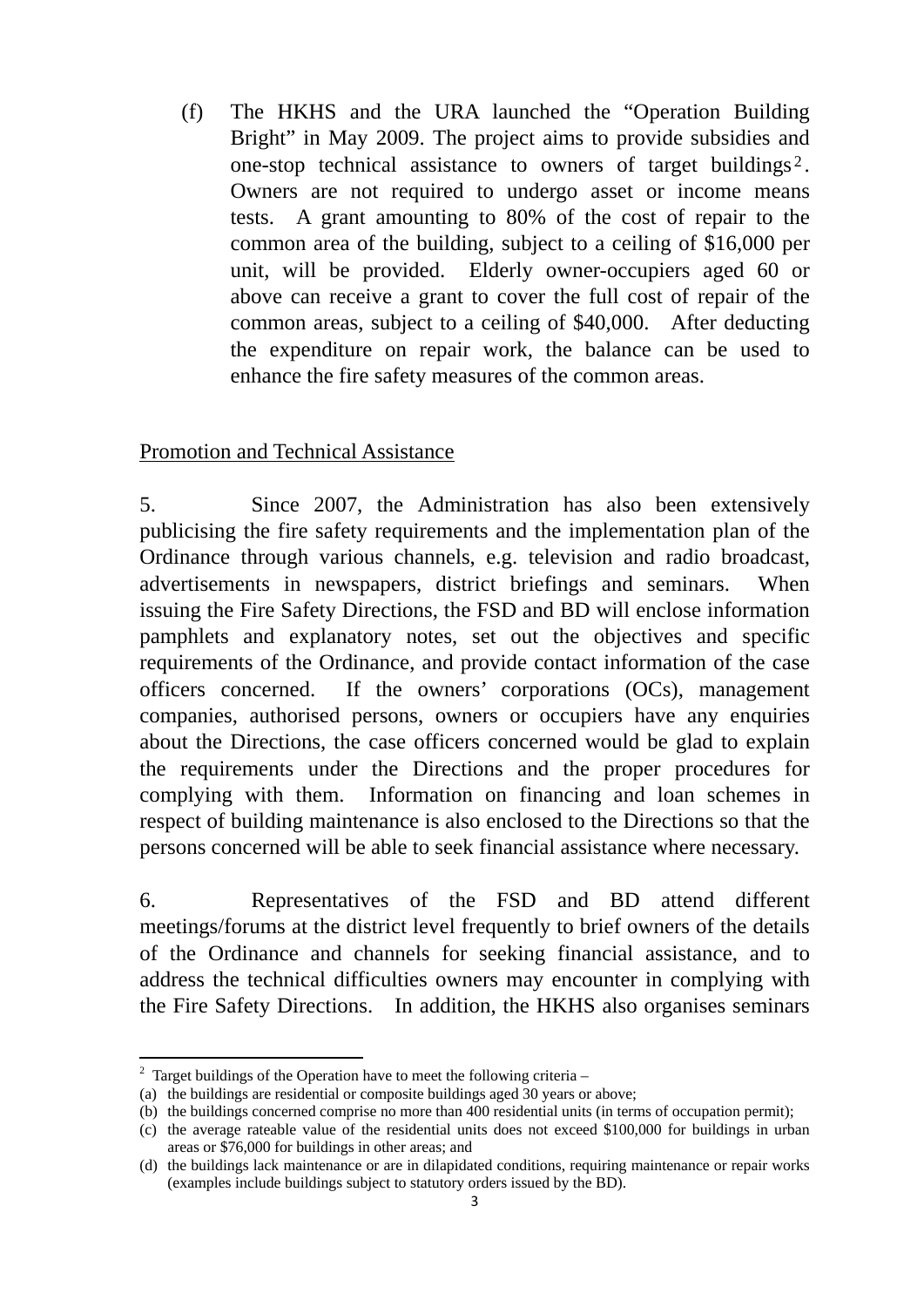(f) The HKHS and the URA launched the "Operation Building Bright" in May 2009. The project aims to provide subsidies and one-stop technical assistance to owners of target buildings[2]. Owners are not required to undergo asset or income means tests. A grant amounting to 80% of the cost of repair to the common area of the building, subject to a ceiling of $16,000 per unit, will be provided. Elderly owner-occupiers aged 60 or above can receive a grant to cover the full cost of repair of the common areas, subject to a ceiling of $40,000. After deducting the expenditure on repair work, the balance can be used to enhance the fire safety measures of the common areas.

Promotion and Technical Assistance

5. Since 2007, the Administration has also been extensively publicising the fire safety requirements and the implementation plan of the Ordinance through various channels, e.g. television and radio broadcast, advertisements in newspapers, district briefings and seminars. When issuing the Fire Safety Directions, the FSD and BD will enclose information pamphlets and explanatory notes, set out the objectives and specific requirements of the Ordinance, and provide contact information of the case officers concerned. If the owners' corporations (OCs), management companies, authorised persons, owners or occupiers have any enquiries about the Directions, the case officers concerned would be glad to explain the requirements under the Directions and the proper procedures for complying with them. Information on financing and loan schemes in respect of building maintenance is also enclosed to the Directions so that the persons concerned will be able to seek financial assistance where necessary.

6. Representatives of the FSD and BD attend different meetings/forums at the district level frequently to brief owners of the details of the Ordinance and channels for seeking financial assistance, and to address the technical difficulties owners may encounter in complying with the Fire Safety Directions. In addition, the HKHS also organises seminars

---

[2] Target buildings of the Operation have to meet the following criteria –

(a) the buildings are residential or composite buildings aged 30 years or above;

(b) the buildings concerned comprise no more than 400 residential units (in terms of occupation permit);

(c) the average rateable value of the residential units does not exceed $100,000 for buildings in urban areas or $76,000 for buildings in other areas; and

(d) the buildings lack maintenance or are in dilapidated conditions, requiring maintenance or repair works (examples include buildings subject to statutory orders issued by the BD).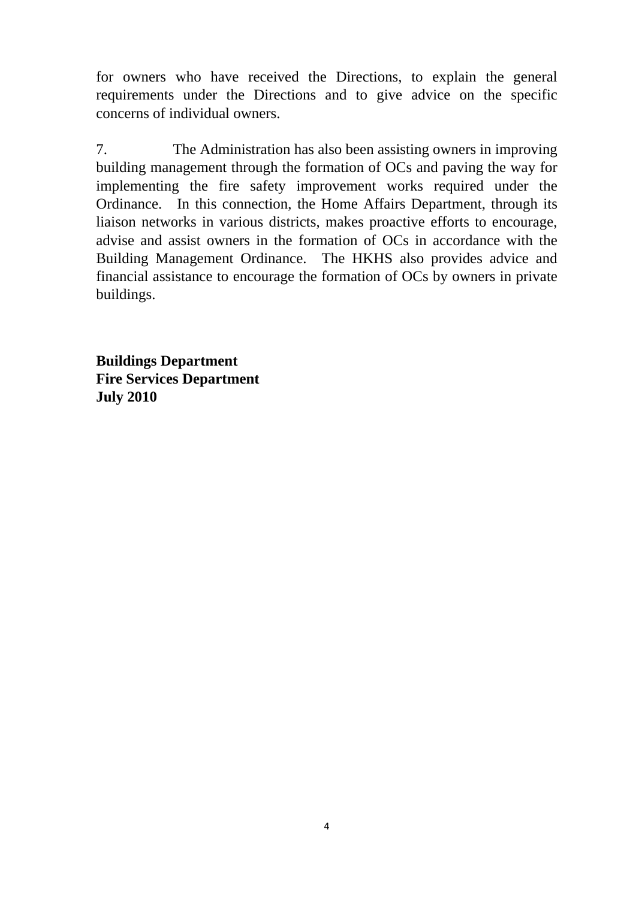for owners who have received the Directions, to explain the general requirements under the Directions and to give advice on the specific concerns of individual owners.

7. The Administration has also been assisting owners in improving building management through the formation of OCs and paving the way for implementing the fire safety improvement works required under the Ordinance. In this connection, the Home Affairs Department, through its liaison networks in various districts, makes proactive efforts to encourage, advise and assist owners in the formation of OCs in accordance with the Building Management Ordinance. The HKHS also provides advice and financial assistance to encourage the formation of OCs by owners in private buildings.

**Buildings Department**
**Fire Services Department**
**July 2010**